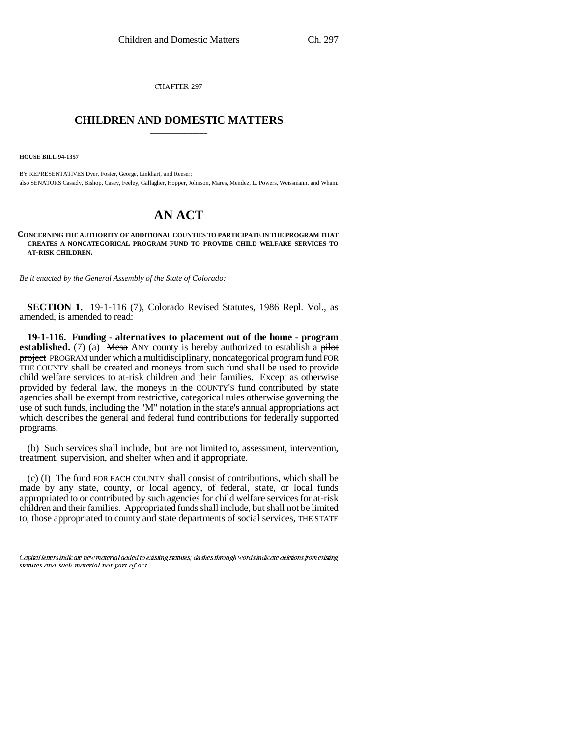CHAPTER 297

# CHILDREN AND DOMESTIC MATTERS

**HOUSE BILL 94-1357**

BY REPRESENTATIVES Dyer, Foster, George, Linkhart, and Reeser;
also SENATORS Cassidy, Bishop, Casey, Feeley, Gallagher, Hopper, Johnson, Mares, Mendez, L. Powers, Weissmann, and Wham.

# AN ACT

**CONCERNING THE AUTHORITY OF ADDITIONAL COUNTIES TO PARTICIPATE IN THE PROGRAM THAT CREATES A NONCATEGORICAL PROGRAM FUND TO PROVIDE CHILD WELFARE SERVICES TO AT-RISK CHILDREN.**

*Be it enacted by the General Assembly of the State of Colorado:*

**SECTION 1.** 19-1-116 (7), Colorado Revised Statutes, 1986 Repl. Vol., as amended, is amended to read:

**19-1-116. Funding - alternatives to placement out of the home - program established.** (7) (a) ~~Mesa~~ ANY county is hereby authorized to establish a ~~pilot project~~ PROGRAM under which a multidisciplinary, noncategorical program fund FOR THE COUNTY shall be created and moneys from such fund shall be used to provide child welfare services to at-risk children and their families. Except as otherwise provided by federal law, the moneys in the COUNTY'S fund contributed by state agencies shall be exempt from restrictive, categorical rules otherwise governing the use of such funds, including the "M" notation in the state's annual appropriations act which describes the general and federal fund contributions for federally supported programs.

(b) Such services shall include, but are not limited to, assessment, intervention, treatment, supervision, and shelter when and if appropriate.

(c) (I) The fund FOR EACH COUNTY shall consist of contributions, which shall be made by any state, county, or local agency, of federal, state, or local funds appropriated to or contributed by such agencies for child welfare services for at-risk children and their families. Appropriated funds shall include, but shall not be limited to, those appropriated to county ~~and state~~ departments of social services, THE STATE

Capital letters indicate new material added to existing statutes; dashes through words indicate deletions from existing statutes and such material not part of act.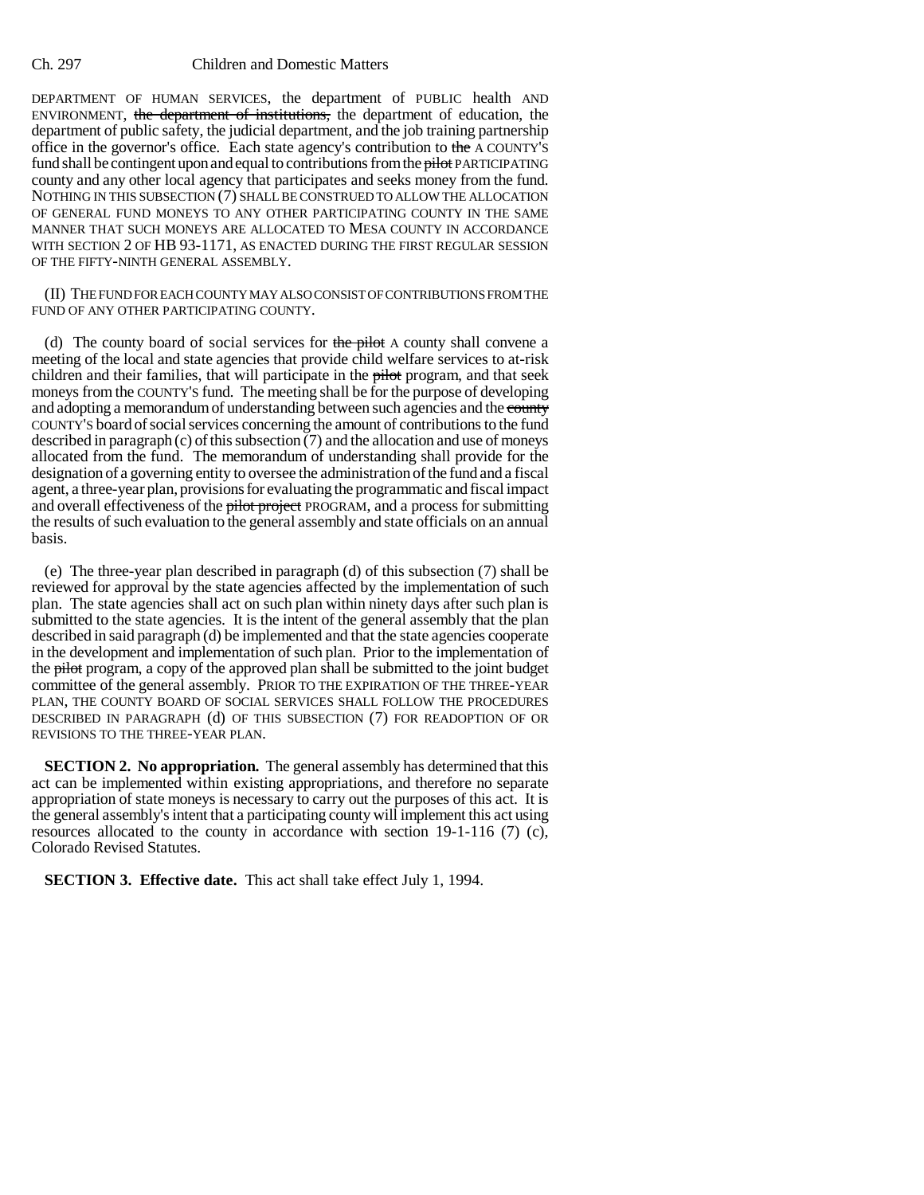DEPARTMENT OF HUMAN SERVICES, the department of PUBLIC health AND ENVIRONMENT, ~~the department of institutions,~~ the department of education, the department of public safety, the judicial department, and the job training partnership office in the governor's office. Each state agency's contribution to ~~the~~ A COUNTY'S fund shall be contingent upon and equal to contributions from the ~~pilot~~ PARTICIPATING county and any other local agency that participates and seeks money from the fund. NOTHING IN THIS SUBSECTION (7) SHALL BE CONSTRUED TO ALLOW THE ALLOCATION OF GENERAL FUND MONEYS TO ANY OTHER PARTICIPATING COUNTY IN THE SAME MANNER THAT SUCH MONEYS ARE ALLOCATED TO MESA COUNTY IN ACCORDANCE WITH SECTION 2 OF HB 93-1171, AS ENACTED DURING THE FIRST REGULAR SESSION OF THE FIFTY-NINTH GENERAL ASSEMBLY.

(II) THE FUND FOR EACH COUNTY MAY ALSO CONSIST OF CONTRIBUTIONS FROM THE FUND OF ANY OTHER PARTICIPATING COUNTY.

(d) The county board of social services for ~~the pilot~~ A county shall convene a meeting of the local and state agencies that provide child welfare services to at-risk children and their families, that will participate in the ~~pilot~~ program, and that seek moneys from the COUNTY'S fund. The meeting shall be for the purpose of developing and adopting a memorandum of understanding between such agencies and the ~~county~~ COUNTY'S board of social services concerning the amount of contributions to the fund described in paragraph (c) of this subsection (7) and the allocation and use of moneys allocated from the fund. The memorandum of understanding shall provide for the designation of a governing entity to oversee the administration of the fund and a fiscal agent, a three-year plan, provisions for evaluating the programmatic and fiscal impact and overall effectiveness of the ~~pilot project~~ PROGRAM, and a process for submitting the results of such evaluation to the general assembly and state officials on an annual basis.

(e) The three-year plan described in paragraph (d) of this subsection (7) shall be reviewed for approval by the state agencies affected by the implementation of such plan. The state agencies shall act on such plan within ninety days after such plan is submitted to the state agencies. It is the intent of the general assembly that the plan described in said paragraph (d) be implemented and that the state agencies cooperate in the development and implementation of such plan. Prior to the implementation of the ~~pilot~~ program, a copy of the approved plan shall be submitted to the joint budget committee of the general assembly. PRIOR TO THE EXPIRATION OF THE THREE-YEAR PLAN, THE COUNTY BOARD OF SOCIAL SERVICES SHALL FOLLOW THE PROCEDURES DESCRIBED IN PARAGRAPH (d) OF THIS SUBSECTION (7) FOR READOPTION OF OR REVISIONS TO THE THREE-YEAR PLAN.

**SECTION 2. No appropriation.** The general assembly has determined that this act can be implemented within existing appropriations, and therefore no separate appropriation of state moneys is necessary to carry out the purposes of this act. It is the general assembly's intent that a participating county will implement this act using resources allocated to the county in accordance with section 19-1-116 (7) (c), Colorado Revised Statutes.

**SECTION 3. Effective date.** This act shall take effect July 1, 1994.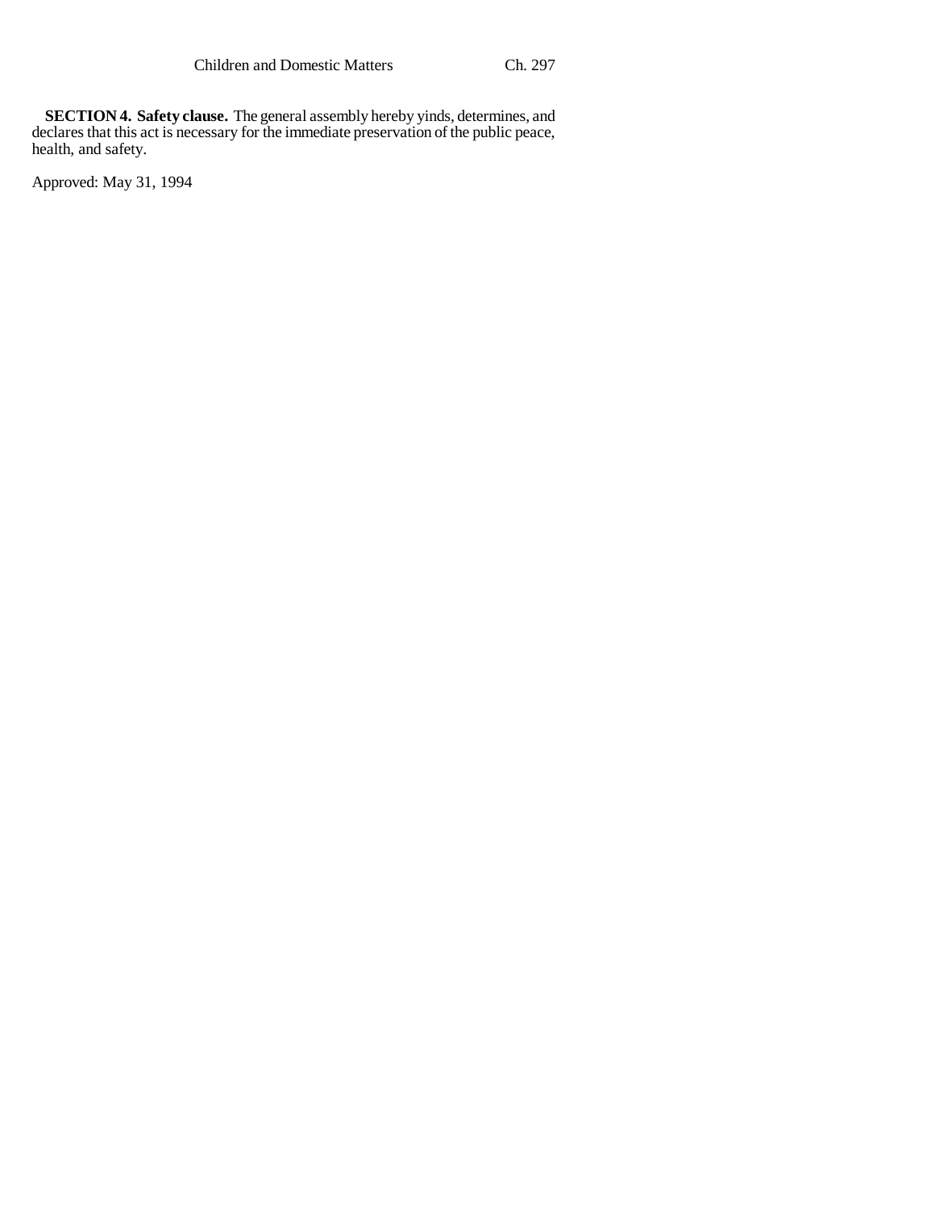**SECTION 4. Safety clause.** The general assembly hereby yinds, determines, and declares that this act is necessary for the immediate preservation of the public peace, health, and safety.

Approved: May 31, 1994